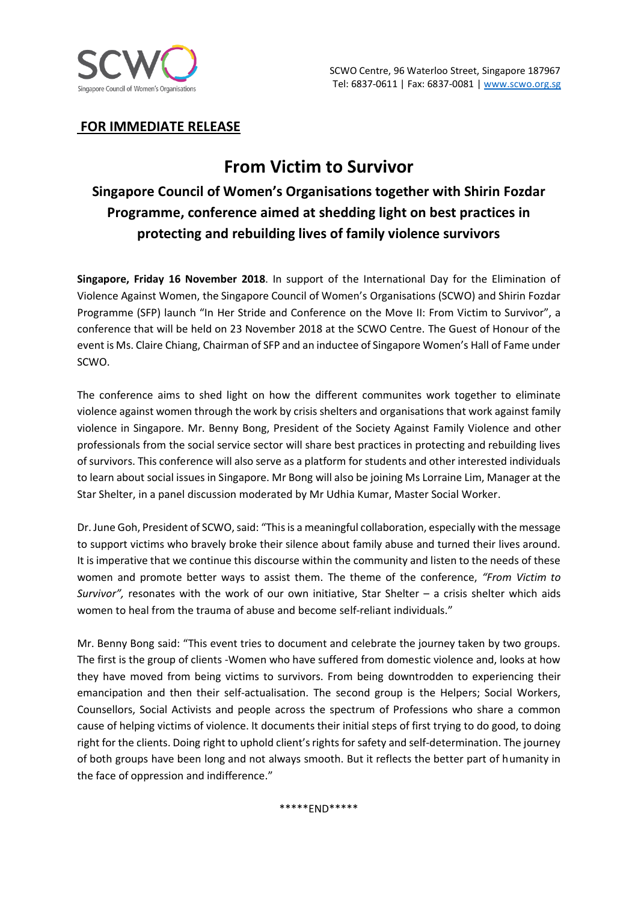SCWO Centre, 96 Waterloo Street, Singapore 187967
Tel: 6837-0611 | Fax: 6837-0081 | www.scwo.org.sg

**FOR IMMEDIATE RELEASE**

# From Victim to Survivor

## Singapore Council of Women's Organisations together with Shirin Fozdar Programme, conference aimed at shedding light on best practices in protecting and rebuilding lives of family violence survivors

**Singapore, Friday 16 November 2018**. In support of the International Day for the Elimination of Violence Against Women, the Singapore Council of Women's Organisations (SCWO) and Shirin Fozdar Programme (SFP) launch "In Her Stride and Conference on the Move II: From Victim to Survivor", a conference that will be held on 23 November 2018 at the SCWO Centre. The Guest of Honour of the event is Ms. Claire Chiang, Chairman of SFP and an inductee of Singapore Women's Hall of Fame under SCWO.

The conference aims to shed light on how the different communites work together to eliminate violence against women through the work by crisis shelters and organisations that work against family violence in Singapore. Mr. Benny Bong, President of the Society Against Family Violence and other professionals from the social service sector will share best practices in protecting and rebuilding lives of survivors. This conference will also serve as a platform for students and other interested individuals to learn about social issues in Singapore. Mr Bong will also be joining Ms Lorraine Lim, Manager at the Star Shelter, in a panel discussion moderated by Mr Udhia Kumar, Master Social Worker.

Dr. June Goh, President of SCWO, said: "This is a meaningful collaboration, especially with the message to support victims who bravely broke their silence about family abuse and turned their lives around. It is imperative that we continue this discourse within the community and listen to the needs of these women and promote better ways to assist them. The theme of the conference, *"From Victim to Survivor",* resonates with the work of our own initiative, Star Shelter – a crisis shelter which aids women to heal from the trauma of abuse and become self-reliant individuals."

Mr. Benny Bong said: "This event tries to document and celebrate the journey taken by two groups. The first is the group of clients -Women who have suffered from domestic violence and, looks at how they have moved from being victims to survivors. From being downtrodden to experiencing their emancipation and then their self-actualisation. The second group is the Helpers; Social Workers, Counsellors, Social Activists and people across the spectrum of Professions who share a common cause of helping victims of violence. It documents their initial steps of first trying to do good, to doing right for the clients. Doing right to uphold client's rights for safety and self-determination. The journey of both groups have been long and not always smooth. But it reflects the better part of humanity in the face of oppression and indifference."

*****END*****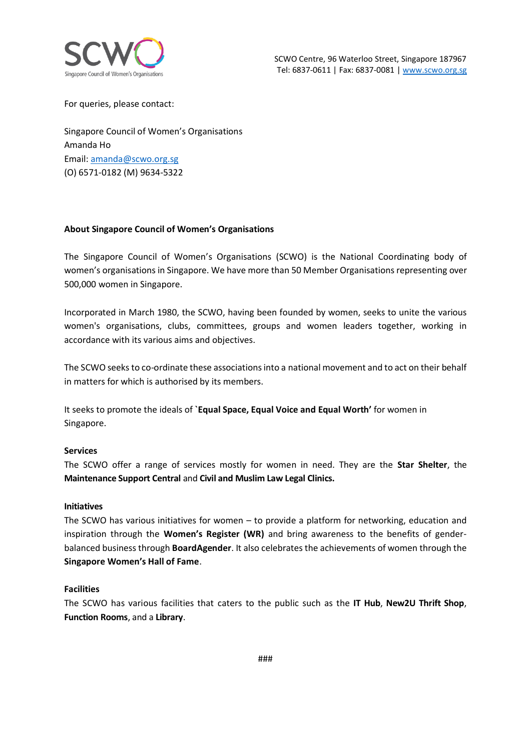SCWO Centre, 96 Waterloo Street, Singapore 187967
Tel: 6837-0611 | Fax: 6837-0081 | www.scwo.org.sg

For queries, please contact:

Singapore Council of Women's Organisations
Amanda Ho
Email: amanda@scwo.org.sg
(O) 6571-0182 (M) 9634-5322

**About Singapore Council of Women's Organisations**

The Singapore Council of Women's Organisations (SCWO) is the National Coordinating body of women's organisations in Singapore. We have more than 50 Member Organisations representing over 500,000 women in Singapore.

Incorporated in March 1980, the SCWO, having been founded by women, seeks to unite the various women's organisations, clubs, committees, groups and women leaders together, working in accordance with its various aims and objectives.

The SCWO seeks to co-ordinate these associations into a national movement and to act on their behalf in matters for which is authorised by its members.

It seeks to promote the ideals of `**Equal Space, Equal Voice and Equal Worth'** for women in Singapore.

**Services**
The SCWO offer a range of services mostly for women in need. They are the **Star Shelter**, the **Maintenance Support Central** and **Civil and Muslim Law Legal Clinics.**

**Initiatives**
The SCWO has various initiatives for women – to provide a platform for networking, education and inspiration through the **Women's Register (WR)** and bring awareness to the benefits of gender-balanced business through **BoardAgender**. It also celebrates the achievements of women through the **Singapore Women's Hall of Fame**.

**Facilities**
The SCWO has various facilities that caters to the public such as the **IT Hub**, **New2U Thrift Shop**, **Function Rooms**, and a **Library**.

###